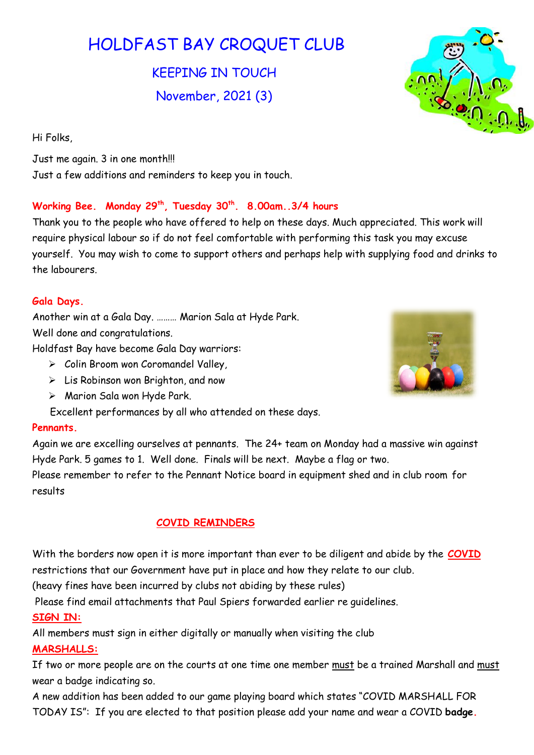# HOLDFAST BAY CROQUET CLUB

## KEEPING IN TOUCH

## November, 2021 (3)

Hi Folks,

Just me again. 3 in one month!!!
Just a few additions and reminders to keep you in touch.

**Working Bee. Monday 29th, Tuesday 30th. 8.00am..3/4 hours**

Thank you to the people who have offered to help on these days. Much appreciated. This work will require physical labour so if do not feel comfortable with performing this task you may excuse yourself. You may wish to come to support others and perhaps help with supplying food and drinks to the labourers.

**Gala Days.**

Another win at a Gala Day. ……… Marion Sala at Hyde Park.
Well done and congratulations.
Holdfast Bay have become Gala Day warriors:

- Colin Broom won Coromandel Valley,
- Lis Robinson won Brighton, and now
- Marion Sala won Hyde Park.

Excellent performances by all who attended on these days.

**Pennants.**

Again we are excelling ourselves at pennants. The 24+ team on Monday had a massive win against Hyde Park. 5 games to 1. Well done. Finals will be next. Maybe a flag or two.
Please remember to refer to the Pennant Notice board in equipment shed and in club room for results

## COVID REMINDERS

With the borders now open it is more important than ever to be diligent and abide by the **COVID** restrictions that our Government have put in place and how they relate to our club.
(heavy fines have been incurred by clubs not abiding by these rules)
Please find email attachments that Paul Spiers forwarded earlier re guidelines.

**SIGN IN:**

All members must sign in either digitally or manually when visiting the club

**MARSHALLS:**

If two or more people are on the courts at one time one member must be a trained Marshall and must wear a badge indicating so.
A new addition has been added to our game playing board which states "COVID MARSHALL FOR TODAY IS": If you are elected to that position please add your name and wear a COVID **badge**.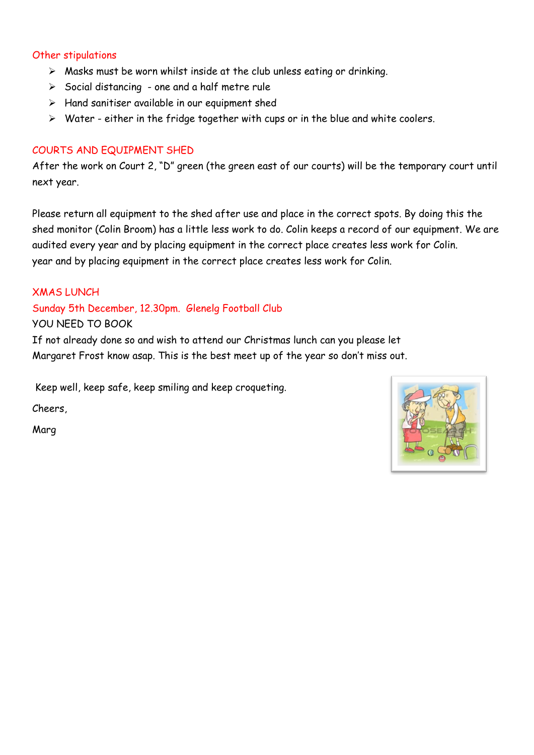Other stipulations

- Masks must be worn whilst inside at the club unless eating or drinking.
- Social distancing - one and a half metre rule
- Hand sanitiser available in our equipment shed
- Water - either in the fridge together with cups or in the blue and white coolers.

COURTS AND EQUIPMENT SHED

After the work on Court 2, "D" green (the green east of our courts) will be the temporary court until next year.

Please return all equipment to the shed after use and place in the correct spots. By doing this the shed monitor (Colin Broom) has a little less work to do. Colin keeps a record of our equipment. We are audited every year and by placing equipment in the correct place creates less work for Colin.
year and by placing equipment in the correct place creates less work for Colin.

XMAS LUNCH

Sunday 5th December, 12.30pm. Glenelg Football Club

YOU NEED TO BOOK

If not already done so and wish to attend our Christmas lunch can you please let Margaret Frost know asap. This is the best meet up of the year so don't miss out.

Keep well, keep safe, keep smiling and keep croqueting.

Cheers,

Marg